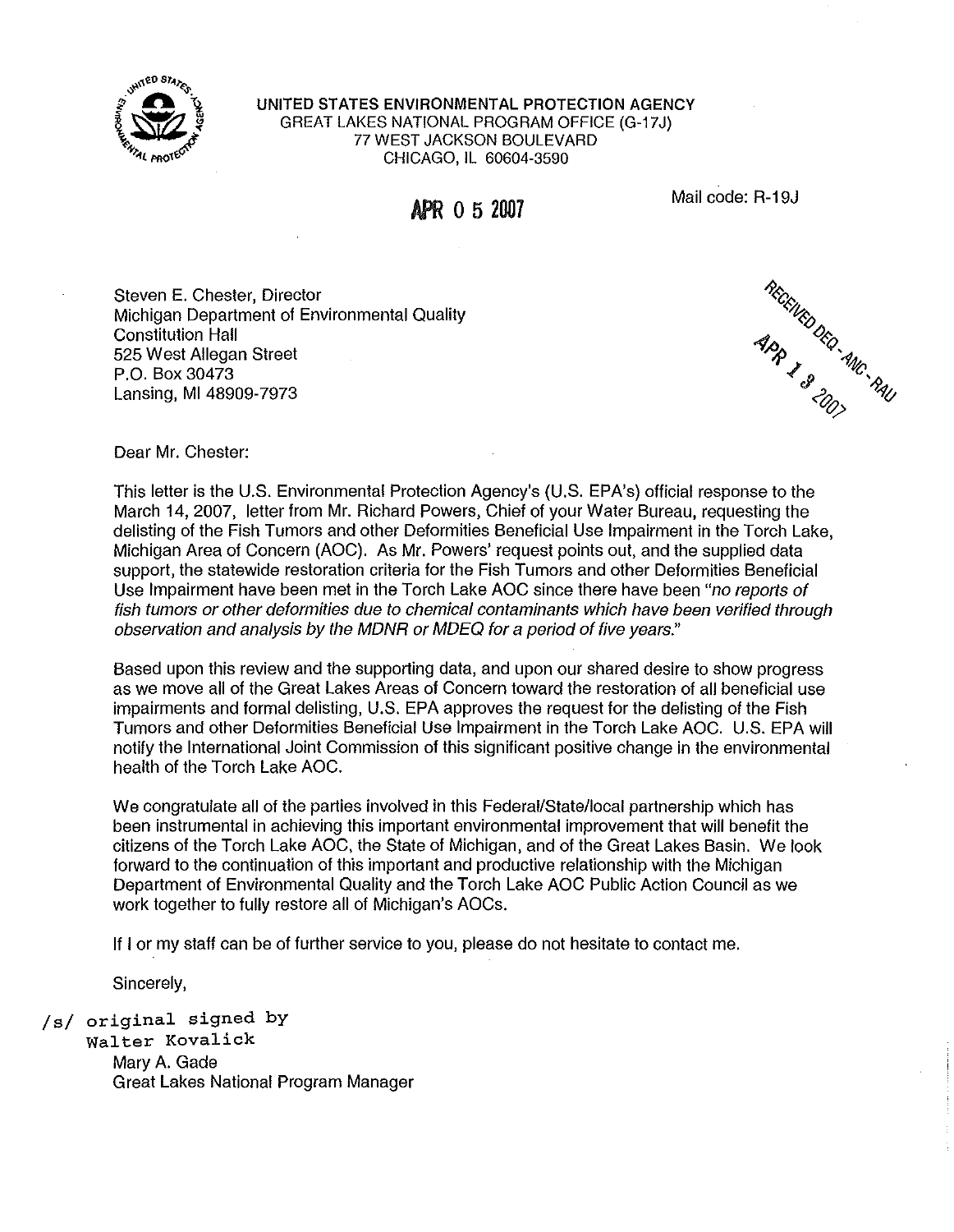UNITED STATES ENVIRONMENTAL PROTECTION AGENCY
GREAT LAKES NATIONAL PROGRAM OFFICE (G-17J)
77 WEST JACKSON BOULEVARD
CHICAGO, IL 60604-3590

APR 05 2007

Mail code: R-19J

RECEIVED DEQ - ANC - RAU
APR 13 2007

Steven E. Chester, Director
Michigan Department of Environmental Quality
Constitution Hall
525 West Allegan Street
P.O. Box 30473
Lansing, MI 48909-7973

Dear Mr. Chester:

This letter is the U.S. Environmental Protection Agency's (U.S. EPA's) official response to the March 14, 2007, letter from Mr. Richard Powers, Chief of your Water Bureau, requesting the delisting of the Fish Tumors and other Deformities Beneficial Use Impairment in the Torch Lake, Michigan Area of Concern (AOC). As Mr. Powers' request points out, and the supplied data support, the statewide restoration criteria for the Fish Tumors and other Deformities Beneficial Use Impairment have been met in the Torch Lake AOC since there have been "*no reports of fish tumors or other deformities due to chemical contaminants which have been verified through observation and analysis by the MDNR or MDEQ for a period of five years.*"

Based upon this review and the supporting data, and upon our shared desire to show progress as we move all of the Great Lakes Areas of Concern toward the restoration of all beneficial use impairments and formal delisting, U.S. EPA approves the request for the delisting of the Fish Tumors and other Deformities Beneficial Use Impairment in the Torch Lake AOC. U.S. EPA will notify the International Joint Commission of this significant positive change in the environmental health of the Torch Lake AOC.

We congratulate all of the parties involved in this Federal/State/local partnership which has been instrumental in achieving this important environmental improvement that will benefit the citizens of the Torch Lake AOC, the State of Michigan, and of the Great Lakes Basin. We look forward to the continuation of this important and productive relationship with the Michigan Department of Environmental Quality and the Torch Lake AOC Public Action Council as we work together to fully restore all of Michigan's AOCs.

If I or my staff can be of further service to you, please do not hesitate to contact me.

Sincerely,

/s/ original signed by
Walter Kovalick
Mary A. Gade
Great Lakes National Program Manager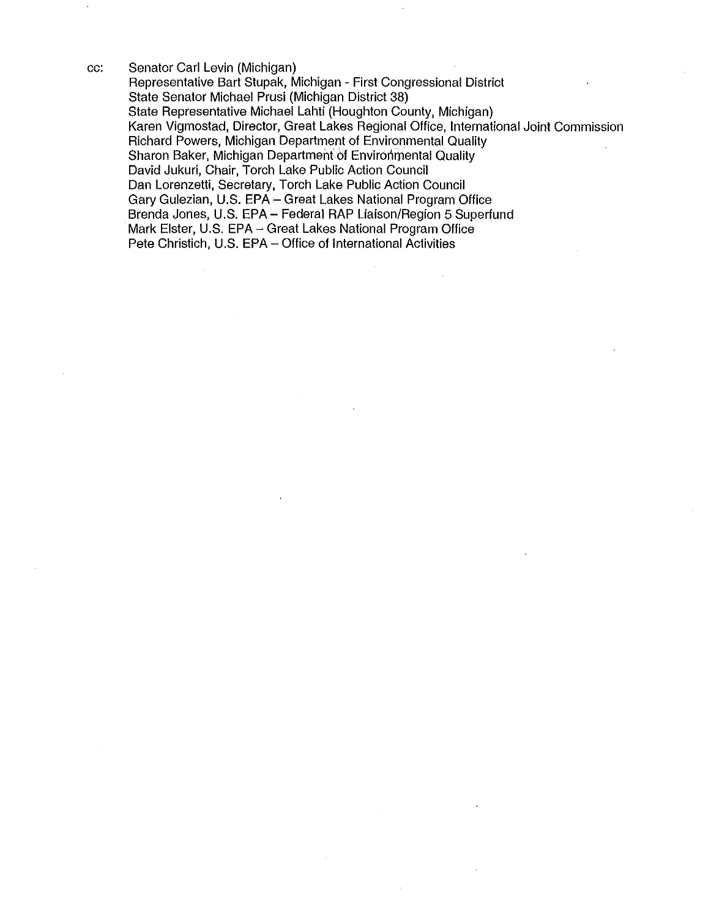cc: Senator Carl Levin (Michigan)
Representative Bart Stupak, Michigan - First Congressional District
State Senator Michael Prusi (Michigan District 38)
State Representative Michael Lahti (Houghton County, Michigan)
Karen Vigmostad, Director, Great Lakes Regional Office, International Joint Commission
Richard Powers, Michigan Department of Environmental Quality
Sharon Baker, Michigan Department of Environmental Quality
David Jukuri, Chair, Torch Lake Public Action Council
Dan Lorenzetti, Secretary, Torch Lake Public Action Council
Gary Gulezian, U.S. EPA – Great Lakes National Program Office
Brenda Jones, U.S. EPA – Federal RAP Liaison/Region 5 Superfund
Mark Elster, U.S. EPA – Great Lakes National Program Office
Pete Christich, U.S. EPA – Office of International Activities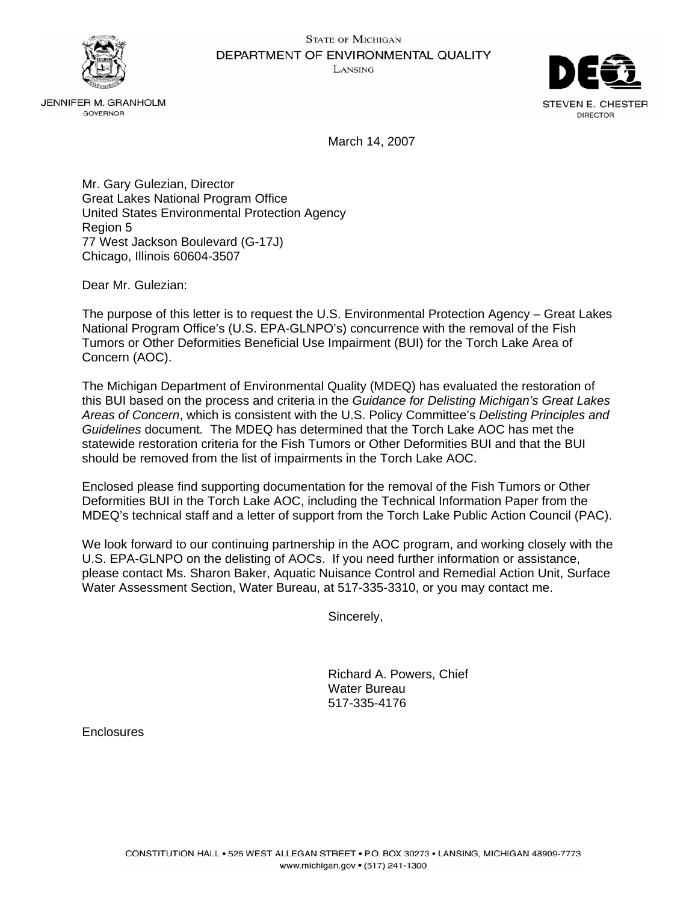STATE OF MICHIGAN
DEPARTMENT OF ENVIRONMENTAL QUALITY
LANSING

JENNIFER M. GRANHOLM
GOVERNOR

STEVEN E. CHESTER
DIRECTOR

March 14, 2007

Mr. Gary Gulezian, Director
Great Lakes National Program Office
United States Environmental Protection Agency
Region 5
77 West Jackson Boulevard (G-17J)
Chicago, Illinois 60604-3507

Dear Mr. Gulezian:

The purpose of this letter is to request the U.S. Environmental Protection Agency – Great Lakes National Program Office's (U.S. EPA-GLNPO's) concurrence with the removal of the Fish Tumors or Other Deformities Beneficial Use Impairment (BUI) for the Torch Lake Area of Concern (AOC).

The Michigan Department of Environmental Quality (MDEQ) has evaluated the restoration of this BUI based on the process and criteria in the *Guidance for Delisting Michigan's Great Lakes Areas of Concern*, which is consistent with the U.S. Policy Committee's *Delisting Principles and Guidelines* document. The MDEQ has determined that the Torch Lake AOC has met the statewide restoration criteria for the Fish Tumors or Other Deformities BUI and that the BUI should be removed from the list of impairments in the Torch Lake AOC.

Enclosed please find supporting documentation for the removal of the Fish Tumors or Other Deformities BUI in the Torch Lake AOC, including the Technical Information Paper from the MDEQ's technical staff and a letter of support from the Torch Lake Public Action Council (PAC).

We look forward to our continuing partnership in the AOC program, and working closely with the U.S. EPA-GLNPO on the delisting of AOCs. If you need further information or assistance, please contact Ms. Sharon Baker, Aquatic Nuisance Control and Remedial Action Unit, Surface Water Assessment Section, Water Bureau, at 517-335-3310, or you may contact me.

Sincerely,

Richard A. Powers, Chief
Water Bureau
517-335-4176

Enclosures

CONSTITUTION HALL • 525 WEST ALLEGAN STREET • P.O. BOX 30273 • LANSING, MICHIGAN 48909-7773
www.michigan.gov • (517) 241-1300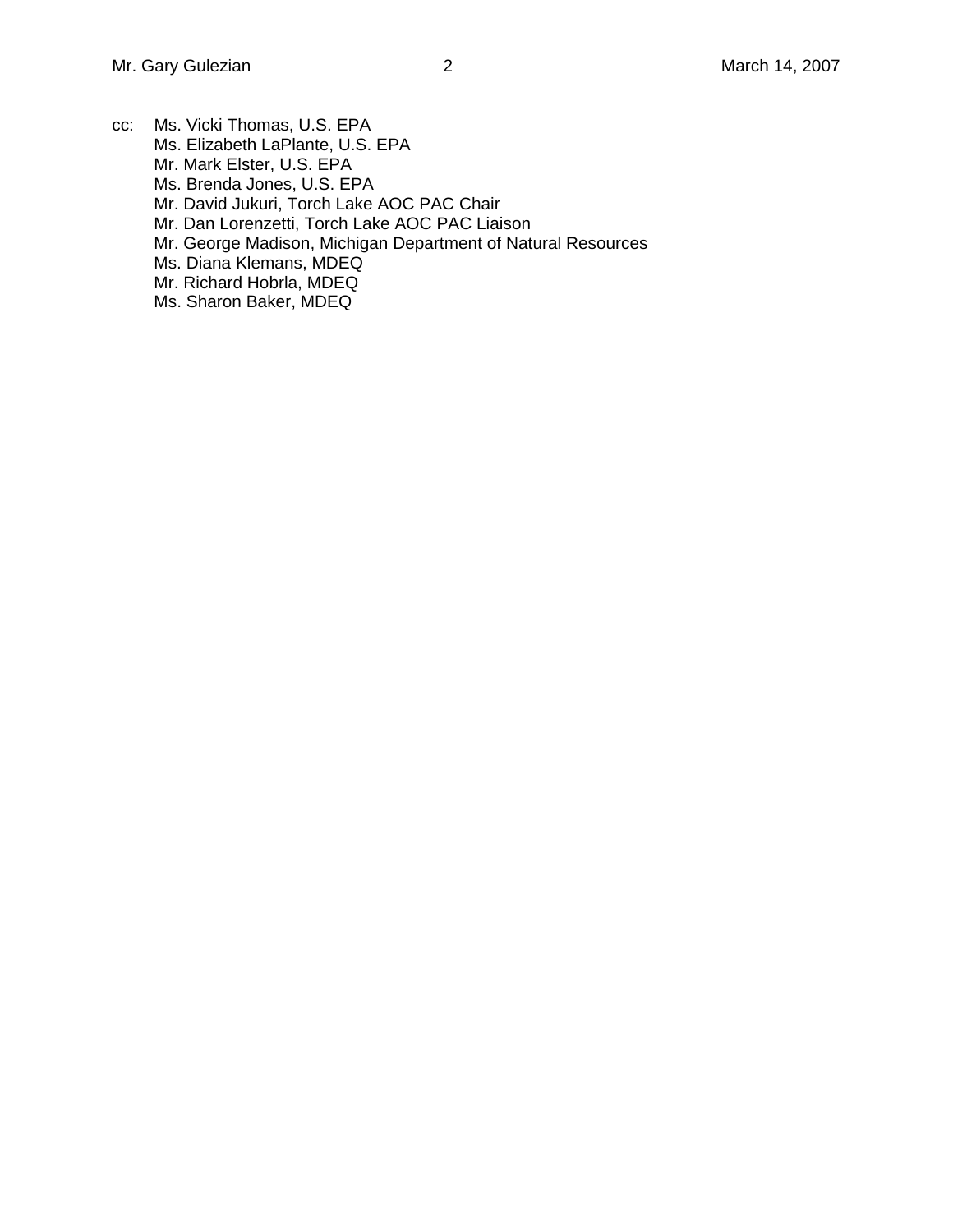cc: Ms. Vicki Thomas, U.S. EPA
Ms. Elizabeth LaPlante, U.S. EPA
Mr. Mark Elster, U.S. EPA
Ms. Brenda Jones, U.S. EPA
Mr. David Jukuri, Torch Lake AOC PAC Chair
Mr. Dan Lorenzetti, Torch Lake AOC PAC Liaison
Mr. George Madison, Michigan Department of Natural Resources
Ms. Diana Klemans, MDEQ
Mr. Richard Hobrla, MDEQ
Ms. Sharon Baker, MDEQ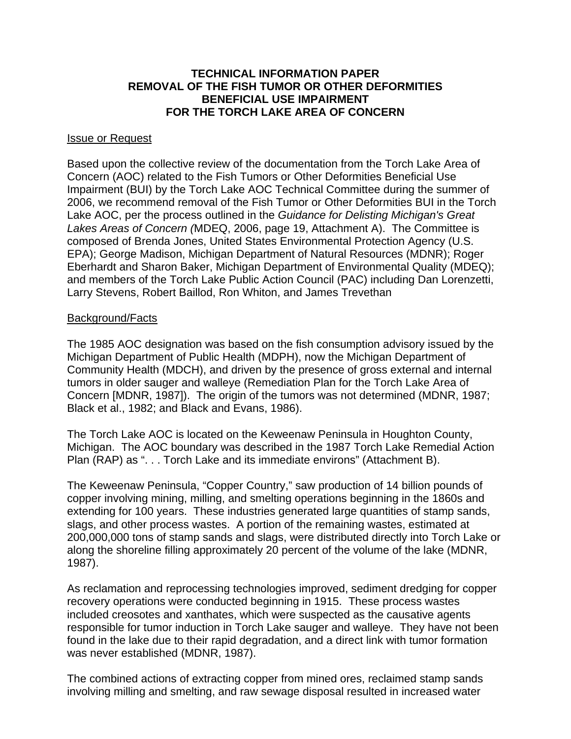**TECHNICAL INFORMATION PAPER**
**REMOVAL OF THE FISH TUMOR OR OTHER DEFORMITIES**
**BENEFICIAL USE IMPAIRMENT**
**FOR THE TORCH LAKE AREA OF CONCERN**

Issue or Request

Based upon the collective review of the documentation from the Torch Lake Area of Concern (AOC) related to the Fish Tumors or Other Deformities Beneficial Use Impairment (BUI) by the Torch Lake AOC Technical Committee during the summer of 2006, we recommend removal of the Fish Tumor or Other Deformities BUI in the Torch Lake AOC, per the process outlined in the *Guidance for Delisting Michigan's Great Lakes Areas of Concern (*MDEQ, 2006, page 19, Attachment A). The Committee is composed of Brenda Jones, United States Environmental Protection Agency (U.S. EPA); George Madison, Michigan Department of Natural Resources (MDNR); Roger Eberhardt and Sharon Baker, Michigan Department of Environmental Quality (MDEQ); and members of the Torch Lake Public Action Council (PAC) including Dan Lorenzetti, Larry Stevens, Robert Baillod, Ron Whiton, and James Trevethan

Background/Facts

The 1985 AOC designation was based on the fish consumption advisory issued by the Michigan Department of Public Health (MDPH), now the Michigan Department of Community Health (MDCH), and driven by the presence of gross external and internal tumors in older sauger and walleye (Remediation Plan for the Torch Lake Area of Concern [MDNR, 1987]). The origin of the tumors was not determined (MDNR, 1987; Black et al., 1982; and Black and Evans, 1986).

The Torch Lake AOC is located on the Keweenaw Peninsula in Houghton County, Michigan. The AOC boundary was described in the 1987 Torch Lake Remedial Action Plan (RAP) as ". . . Torch Lake and its immediate environs" (Attachment B).

The Keweenaw Peninsula, "Copper Country," saw production of 14 billion pounds of copper involving mining, milling, and smelting operations beginning in the 1860s and extending for 100 years. These industries generated large quantities of stamp sands, slags, and other process wastes. A portion of the remaining wastes, estimated at 200,000,000 tons of stamp sands and slags, were distributed directly into Torch Lake or along the shoreline filling approximately 20 percent of the volume of the lake (MDNR, 1987).

As reclamation and reprocessing technologies improved, sediment dredging for copper recovery operations were conducted beginning in 1915. These process wastes included creosotes and xanthates, which were suspected as the causative agents responsible for tumor induction in Torch Lake sauger and walleye. They have not been found in the lake due to their rapid degradation, and a direct link with tumor formation was never established (MDNR, 1987).

The combined actions of extracting copper from mined ores, reclaimed stamp sands involving milling and smelting, and raw sewage disposal resulted in increased water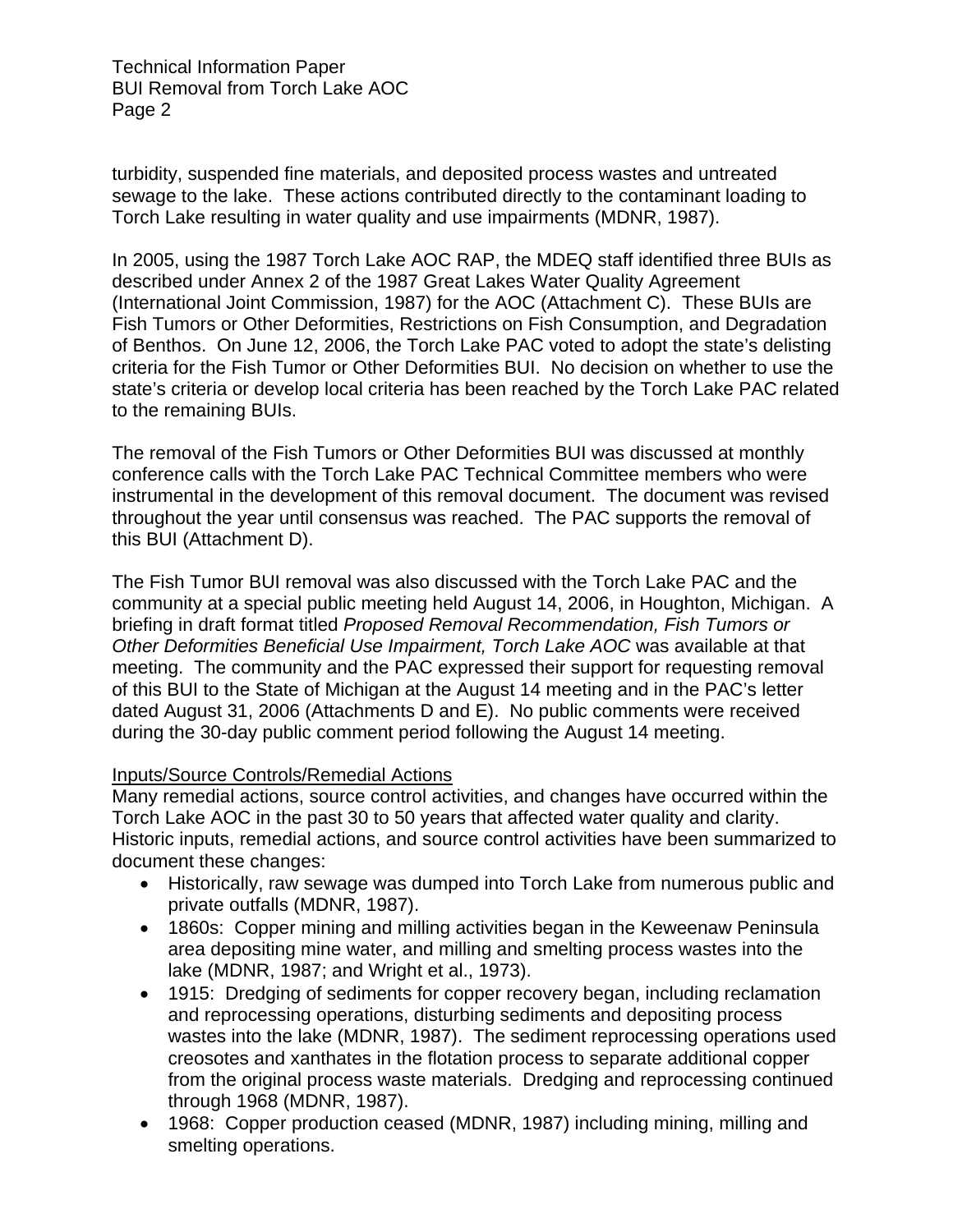turbidity, suspended fine materials, and deposited process wastes and untreated sewage to the lake. These actions contributed directly to the contaminant loading to Torch Lake resulting in water quality and use impairments (MDNR, 1987).

In 2005, using the 1987 Torch Lake AOC RAP, the MDEQ staff identified three BUIs as described under Annex 2 of the 1987 Great Lakes Water Quality Agreement (International Joint Commission, 1987) for the AOC (Attachment C). These BUIs are Fish Tumors or Other Deformities, Restrictions on Fish Consumption, and Degradation of Benthos. On June 12, 2006, the Torch Lake PAC voted to adopt the state's delisting criteria for the Fish Tumor or Other Deformities BUI. No decision on whether to use the state's criteria or develop local criteria has been reached by the Torch Lake PAC related to the remaining BUIs.

The removal of the Fish Tumors or Other Deformities BUI was discussed at monthly conference calls with the Torch Lake PAC Technical Committee members who were instrumental in the development of this removal document. The document was revised throughout the year until consensus was reached. The PAC supports the removal of this BUI (Attachment D).

The Fish Tumor BUI removal was also discussed with the Torch Lake PAC and the community at a special public meeting held August 14, 2006, in Houghton, Michigan. A briefing in draft format titled *Proposed Removal Recommendation, Fish Tumors or Other Deformities Beneficial Use Impairment, Torch Lake AOC* was available at that meeting. The community and the PAC expressed their support for requesting removal of this BUI to the State of Michigan at the August 14 meeting and in the PAC's letter dated August 31, 2006 (Attachments D and E). No public comments were received during the 30-day public comment period following the August 14 meeting.

<u>Inputs/Source Controls/Remedial Actions</u>

Many remedial actions, source control activities, and changes have occurred within the Torch Lake AOC in the past 30 to 50 years that affected water quality and clarity. Historic inputs, remedial actions, and source control activities have been summarized to document these changes:

- Historically, raw sewage was dumped into Torch Lake from numerous public and private outfalls (MDNR, 1987).
- 1860s: Copper mining and milling activities began in the Keweenaw Peninsula area depositing mine water, and milling and smelting process wastes into the lake (MDNR, 1987; and Wright et al., 1973).
- 1915: Dredging of sediments for copper recovery began, including reclamation and reprocessing operations, disturbing sediments and depositing process wastes into the lake (MDNR, 1987). The sediment reprocessing operations used creosotes and xanthates in the flotation process to separate additional copper from the original process waste materials. Dredging and reprocessing continued through 1968 (MDNR, 1987).
- 1968: Copper production ceased (MDNR, 1987) including mining, milling and smelting operations.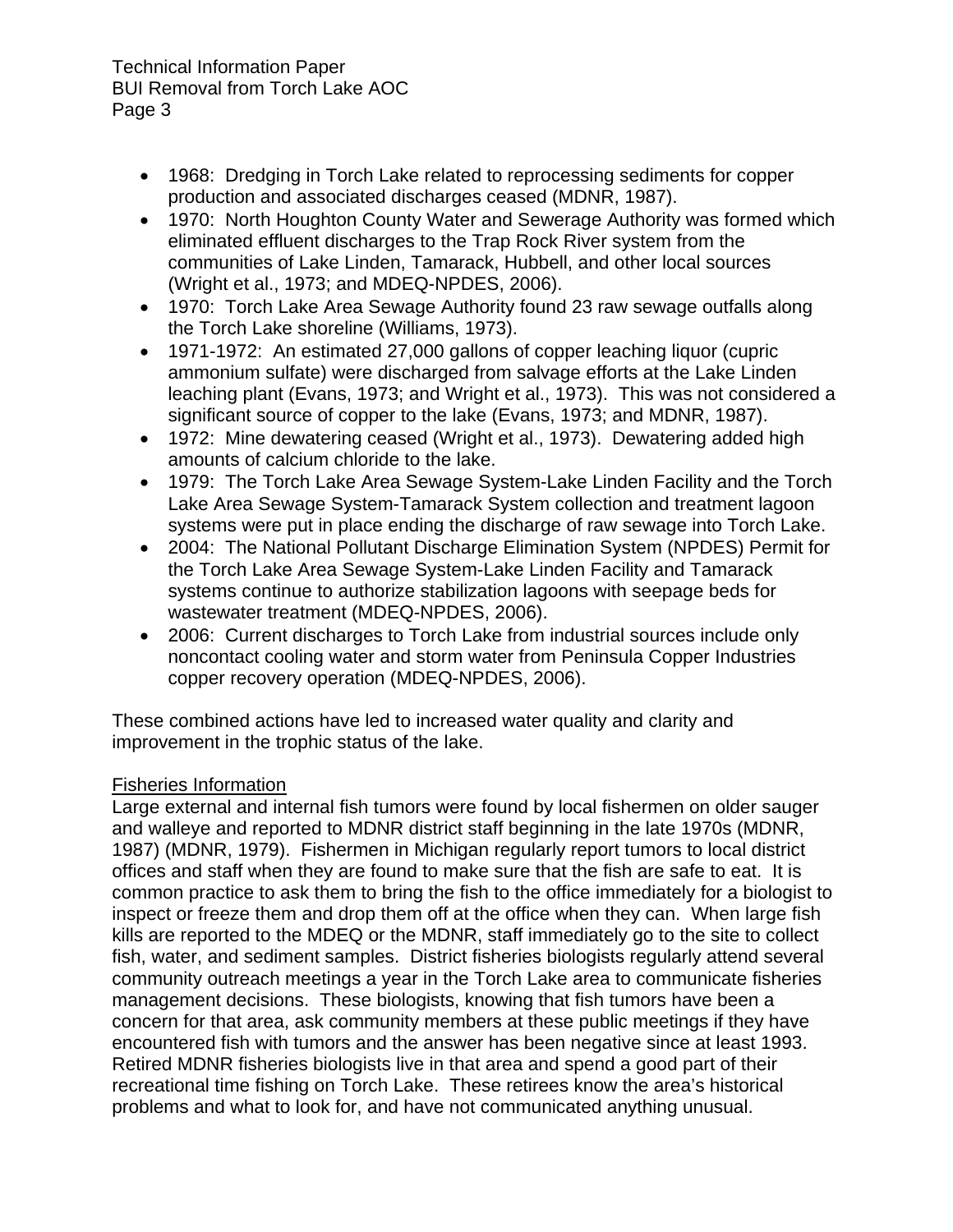- 1968: Dredging in Torch Lake related to reprocessing sediments for copper production and associated discharges ceased (MDNR, 1987).
- 1970: North Houghton County Water and Sewerage Authority was formed which eliminated effluent discharges to the Trap Rock River system from the communities of Lake Linden, Tamarack, Hubbell, and other local sources (Wright et al., 1973; and MDEQ-NPDES, 2006).
- 1970: Torch Lake Area Sewage Authority found 23 raw sewage outfalls along the Torch Lake shoreline (Williams, 1973).
- 1971-1972: An estimated 27,000 gallons of copper leaching liquor (cupric ammonium sulfate) were discharged from salvage efforts at the Lake Linden leaching plant (Evans, 1973; and Wright et al., 1973). This was not considered a significant source of copper to the lake (Evans, 1973; and MDNR, 1987).
- 1972: Mine dewatering ceased (Wright et al., 1973). Dewatering added high amounts of calcium chloride to the lake.
- 1979: The Torch Lake Area Sewage System-Lake Linden Facility and the Torch Lake Area Sewage System-Tamarack System collection and treatment lagoon systems were put in place ending the discharge of raw sewage into Torch Lake.
- 2004: The National Pollutant Discharge Elimination System (NPDES) Permit for the Torch Lake Area Sewage System-Lake Linden Facility and Tamarack systems continue to authorize stabilization lagoons with seepage beds for wastewater treatment (MDEQ-NPDES, 2006).
- 2006: Current discharges to Torch Lake from industrial sources include only noncontact cooling water and storm water from Peninsula Copper Industries copper recovery operation (MDEQ-NPDES, 2006).

These combined actions have led to increased water quality and clarity and improvement in the trophic status of the lake.

<u>Fisheries Information</u>

Large external and internal fish tumors were found by local fishermen on older sauger and walleye and reported to MDNR district staff beginning in the late 1970s (MDNR, 1987) (MDNR, 1979). Fishermen in Michigan regularly report tumors to local district offices and staff when they are found to make sure that the fish are safe to eat. It is common practice to ask them to bring the fish to the office immediately for a biologist to inspect or freeze them and drop them off at the office when they can. When large fish kills are reported to the MDEQ or the MDNR, staff immediately go to the site to collect fish, water, and sediment samples. District fisheries biologists regularly attend several community outreach meetings a year in the Torch Lake area to communicate fisheries management decisions. These biologists, knowing that fish tumors have been a concern for that area, ask community members at these public meetings if they have encountered fish with tumors and the answer has been negative since at least 1993. Retired MDNR fisheries biologists live in that area and spend a good part of their recreational time fishing on Torch Lake. These retirees know the area's historical problems and what to look for, and have not communicated anything unusual.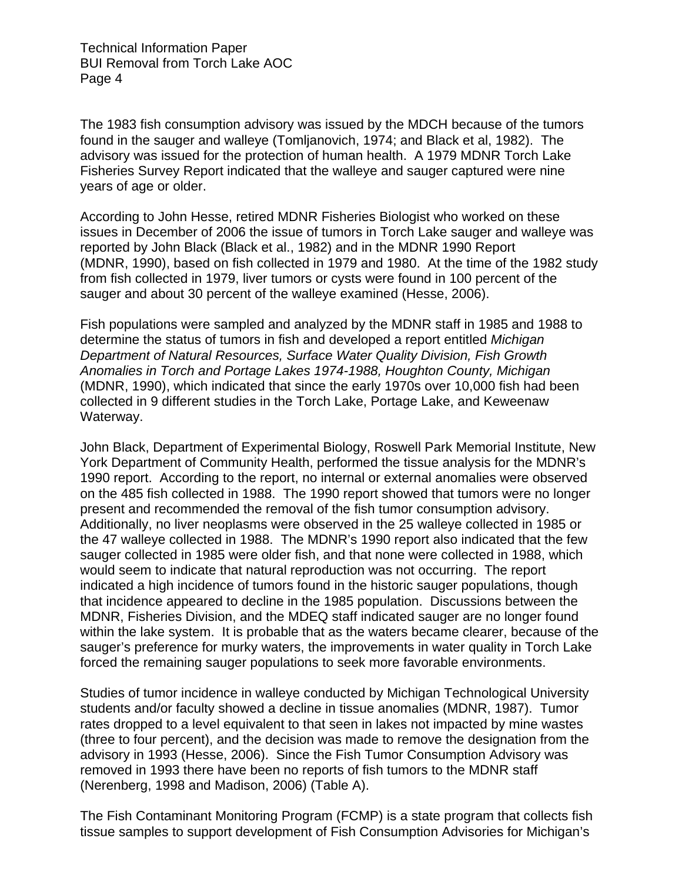The 1983 fish consumption advisory was issued by the MDCH because of the tumors found in the sauger and walleye (Tomljanovich, 1974; and Black et al, 1982). The advisory was issued for the protection of human health. A 1979 MDNR Torch Lake Fisheries Survey Report indicated that the walleye and sauger captured were nine years of age or older.

According to John Hesse, retired MDNR Fisheries Biologist who worked on these issues in December of 2006 the issue of tumors in Torch Lake sauger and walleye was reported by John Black (Black et al., 1982) and in the MDNR 1990 Report (MDNR, 1990), based on fish collected in 1979 and 1980. At the time of the 1982 study from fish collected in 1979, liver tumors or cysts were found in 100 percent of the sauger and about 30 percent of the walleye examined (Hesse, 2006).

Fish populations were sampled and analyzed by the MDNR staff in 1985 and 1988 to determine the status of tumors in fish and developed a report entitled *Michigan Department of Natural Resources, Surface Water Quality Division, Fish Growth Anomalies in Torch and Portage Lakes 1974-1988, Houghton County, Michigan* (MDNR, 1990), which indicated that since the early 1970s over 10,000 fish had been collected in 9 different studies in the Torch Lake, Portage Lake, and Keweenaw Waterway.

John Black, Department of Experimental Biology, Roswell Park Memorial Institute, New York Department of Community Health, performed the tissue analysis for the MDNR's 1990 report. According to the report, no internal or external anomalies were observed on the 485 fish collected in 1988. The 1990 report showed that tumors were no longer present and recommended the removal of the fish tumor consumption advisory. Additionally, no liver neoplasms were observed in the 25 walleye collected in 1985 or the 47 walleye collected in 1988. The MDNR's 1990 report also indicated that the few sauger collected in 1985 were older fish, and that none were collected in 1988, which would seem to indicate that natural reproduction was not occurring. The report indicated a high incidence of tumors found in the historic sauger populations, though that incidence appeared to decline in the 1985 population. Discussions between the MDNR, Fisheries Division, and the MDEQ staff indicated sauger are no longer found within the lake system. It is probable that as the waters became clearer, because of the sauger's preference for murky waters, the improvements in water quality in Torch Lake forced the remaining sauger populations to seek more favorable environments.

Studies of tumor incidence in walleye conducted by Michigan Technological University students and/or faculty showed a decline in tissue anomalies (MDNR, 1987). Tumor rates dropped to a level equivalent to that seen in lakes not impacted by mine wastes (three to four percent), and the decision was made to remove the designation from the advisory in 1993 (Hesse, 2006). Since the Fish Tumor Consumption Advisory was removed in 1993 there have been no reports of fish tumors to the MDNR staff (Nerenberg, 1998 and Madison, 2006) (Table A).

The Fish Contaminant Monitoring Program (FCMP) is a state program that collects fish tissue samples to support development of Fish Consumption Advisories for Michigan's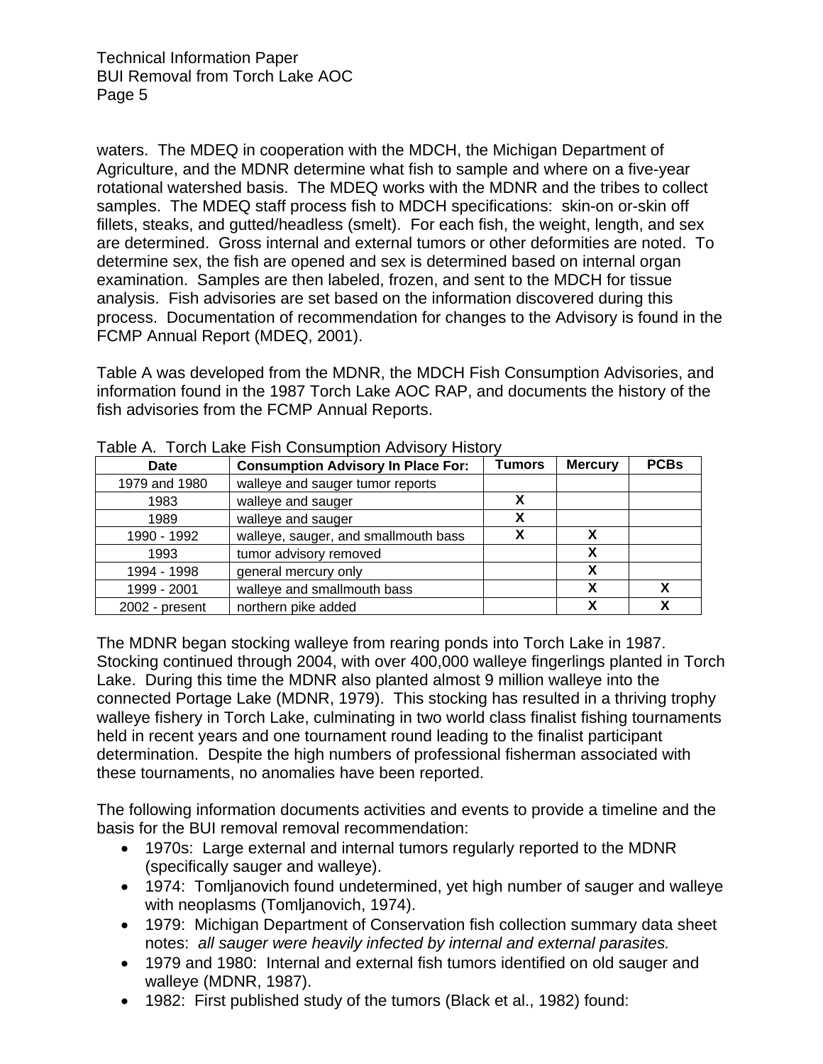waters. The MDEQ in cooperation with the MDCH, the Michigan Department of Agriculture, and the MDNR determine what fish to sample and where on a five-year rotational watershed basis. The MDEQ works with the MDNR and the tribes to collect samples. The MDEQ staff process fish to MDCH specifications: skin-on or-skin off fillets, steaks, and gutted/headless (smelt). For each fish, the weight, length, and sex are determined. Gross internal and external tumors or other deformities are noted. To determine sex, the fish are opened and sex is determined based on internal organ examination. Samples are then labeled, frozen, and sent to the MDCH for tissue analysis. Fish advisories are set based on the information discovered during this process. Documentation of recommendation for changes to the Advisory is found in the FCMP Annual Report (MDEQ, 2001).

Table A was developed from the MDNR, the MDCH Fish Consumption Advisories, and information found in the 1987 Torch Lake AOC RAP, and documents the history of the fish advisories from the FCMP Annual Reports.

Table A. Torch Lake Fish Consumption Advisory History

| Date | Consumption Advisory In Place For: | Tumors | Mercury | PCBs |
|---|---|---|---|---|
| 1979 and 1980 | walleye and sauger tumor reports | | | |
| 1983 | walleye and sauger | X | | |
| 1989 | walleye and sauger | X | | |
| 1990 - 1992 | walleye, sauger, and smallmouth bass | X | X | |
| 1993 | tumor advisory removed | | X | |
| 1994 - 1998 | general mercury only | | X | |
| 1999 - 2001 | walleye and smallmouth bass | | X | X |
| 2002 - present | northern pike added | | X | X |

The MDNR began stocking walleye from rearing ponds into Torch Lake in 1987. Stocking continued through 2004, with over 400,000 walleye fingerlings planted in Torch Lake. During this time the MDNR also planted almost 9 million walleye into the connected Portage Lake (MDNR, 1979). This stocking has resulted in a thriving trophy walleye fishery in Torch Lake, culminating in two world class finalist fishing tournaments held in recent years and one tournament round leading to the finalist participant determination. Despite the high numbers of professional fisherman associated with these tournaments, no anomalies have been reported.

The following information documents activities and events to provide a timeline and the basis for the BUI removal removal recommendation:

- 1970s: Large external and internal tumors regularly reported to the MDNR (specifically sauger and walleye).
- 1974: Tomljanovich found undetermined, yet high number of sauger and walleye with neoplasms (Tomljanovich, 1974).
- 1979: Michigan Department of Conservation fish collection summary data sheet notes: *all sauger were heavily infected by internal and external parasites.*
- 1979 and 1980: Internal and external fish tumors identified on old sauger and walleye (MDNR, 1987).
- 1982: First published study of the tumors (Black et al., 1982) found: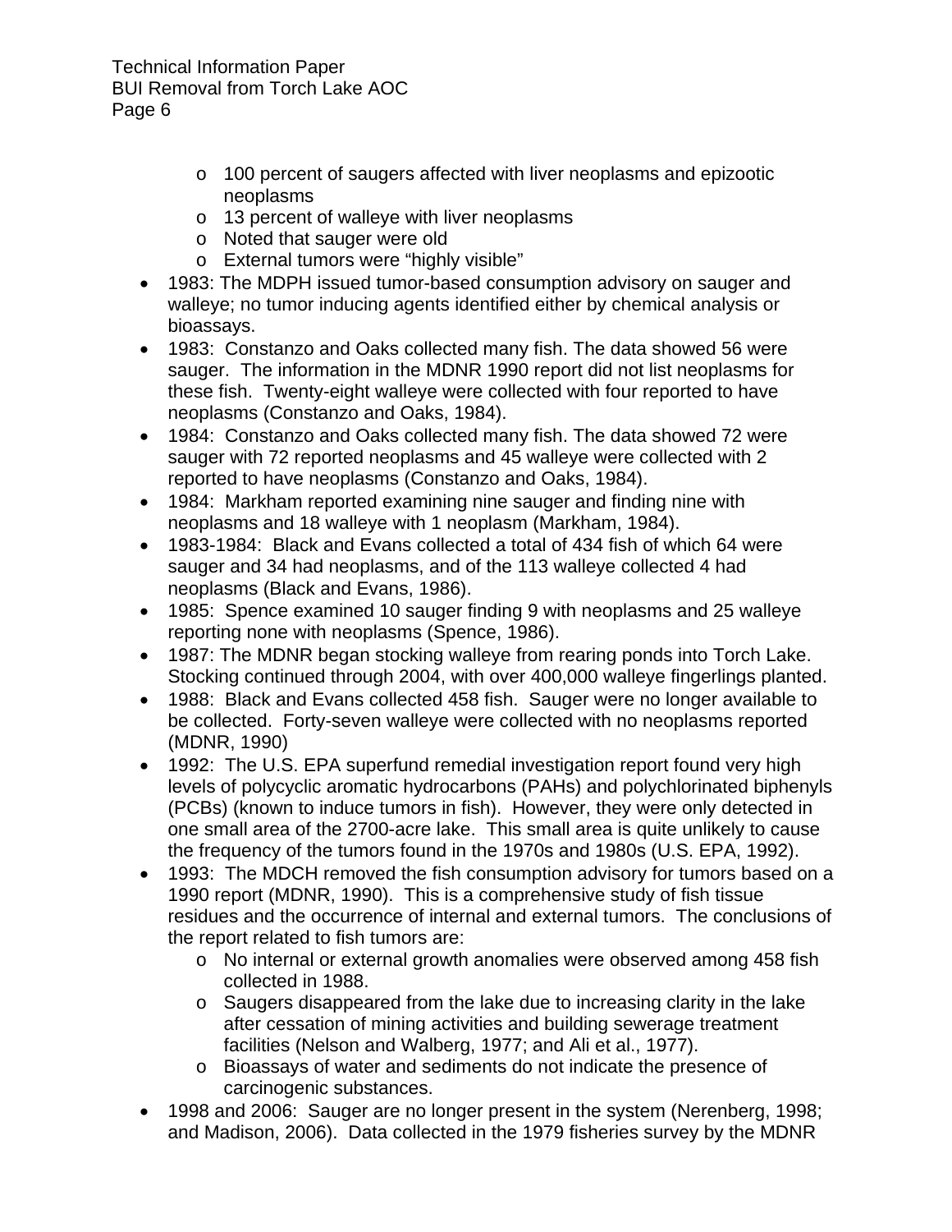- 100 percent of saugers affected with liver neoplasms and epizootic neoplasms
    - 13 percent of walleye with liver neoplasms
    - Noted that sauger were old
    - External tumors were "highly visible"
- 1983: The MDPH issued tumor-based consumption advisory on sauger and walleye; no tumor inducing agents identified either by chemical analysis or bioassays.
- 1983: Constanzo and Oaks collected many fish. The data showed 56 were sauger. The information in the MDNR 1990 report did not list neoplasms for these fish. Twenty-eight walleye were collected with four reported to have neoplasms (Constanzo and Oaks, 1984).
- 1984: Constanzo and Oaks collected many fish. The data showed 72 were sauger with 72 reported neoplasms and 45 walleye were collected with 2 reported to have neoplasms (Constanzo and Oaks, 1984).
- 1984: Markham reported examining nine sauger and finding nine with neoplasms and 18 walleye with 1 neoplasm (Markham, 1984).
- 1983-1984: Black and Evans collected a total of 434 fish of which 64 were sauger and 34 had neoplasms, and of the 113 walleye collected 4 had neoplasms (Black and Evans, 1986).
- 1985: Spence examined 10 sauger finding 9 with neoplasms and 25 walleye reporting none with neoplasms (Spence, 1986).
- 1987: The MDNR began stocking walleye from rearing ponds into Torch Lake. Stocking continued through 2004, with over 400,000 walleye fingerlings planted.
- 1988: Black and Evans collected 458 fish. Sauger were no longer available to be collected. Forty-seven walleye were collected with no neoplasms reported (MDNR, 1990)
- 1992: The U.S. EPA superfund remedial investigation report found very high levels of polycyclic aromatic hydrocarbons (PAHs) and polychlorinated biphenyls (PCBs) (known to induce tumors in fish). However, they were only detected in one small area of the 2700-acre lake. This small area is quite unlikely to cause the frequency of the tumors found in the 1970s and 1980s (U.S. EPA, 1992).
- 1993: The MDCH removed the fish consumption advisory for tumors based on a 1990 report (MDNR, 1990). This is a comprehensive study of fish tissue residues and the occurrence of internal and external tumors. The conclusions of the report related to fish tumors are:
    - No internal or external growth anomalies were observed among 458 fish collected in 1988.
    - Saugers disappeared from the lake due to increasing clarity in the lake after cessation of mining activities and building sewerage treatment facilities (Nelson and Walberg, 1977; and Ali et al., 1977).
    - Bioassays of water and sediments do not indicate the presence of carcinogenic substances.
- 1998 and 2006: Sauger are no longer present in the system (Nerenberg, 1998; and Madison, 2006). Data collected in the 1979 fisheries survey by the MDNR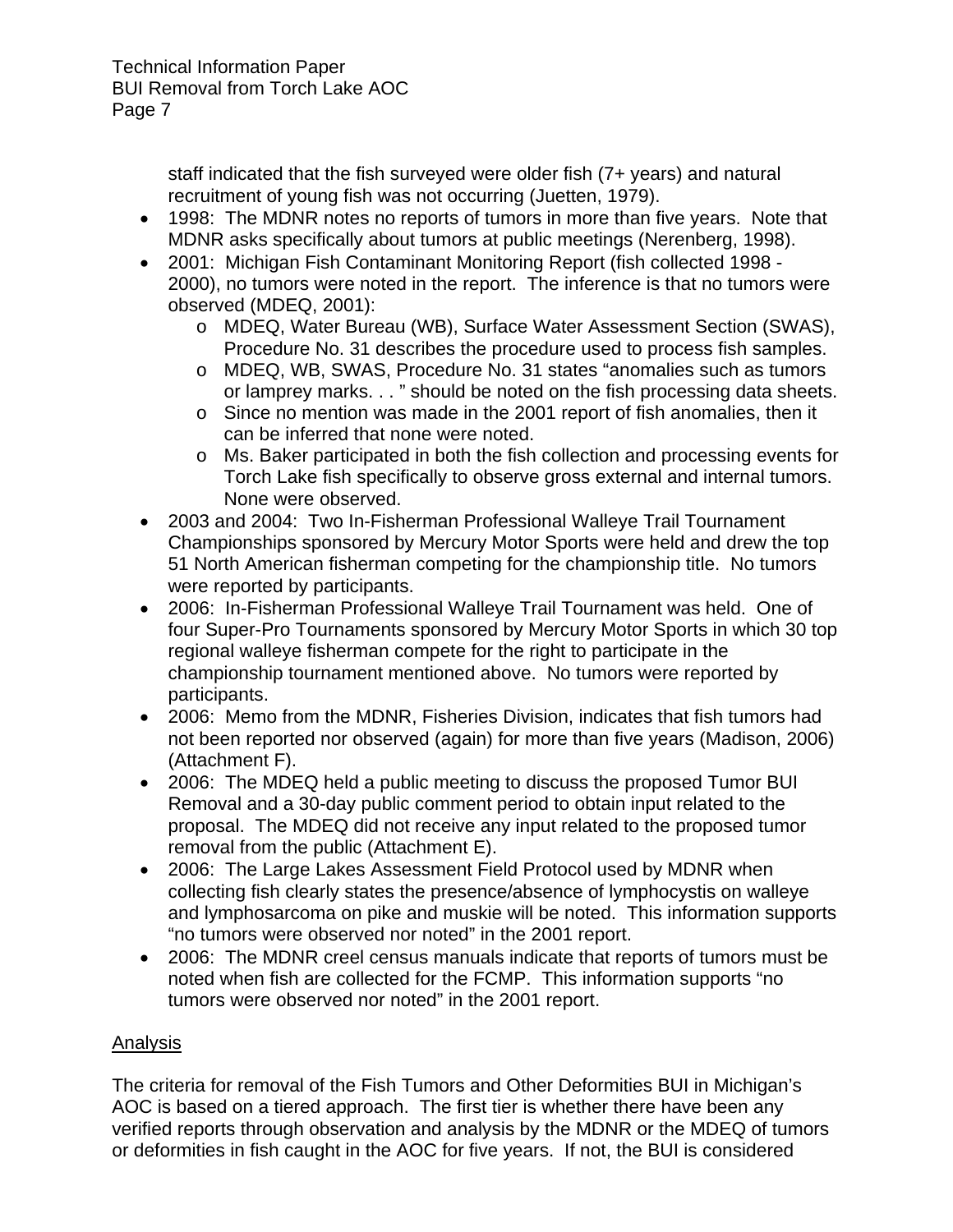staff indicated that the fish surveyed were older fish (7+ years) and natural recruitment of young fish was not occurring (Juetten, 1979).

- 1998: The MDNR notes no reports of tumors in more than five years. Note that MDNR asks specifically about tumors at public meetings (Nerenberg, 1998).
- 2001: Michigan Fish Contaminant Monitoring Report (fish collected 1998 - 2000), no tumors were noted in the report. The inference is that no tumors were observed (MDEQ, 2001):
  - MDEQ, Water Bureau (WB), Surface Water Assessment Section (SWAS), Procedure No. 31 describes the procedure used to process fish samples.
  - MDEQ, WB, SWAS, Procedure No. 31 states "anomalies such as tumors or lamprey marks. . . " should be noted on the fish processing data sheets.
  - Since no mention was made in the 2001 report of fish anomalies, then it can be inferred that none were noted.
  - Ms. Baker participated in both the fish collection and processing events for Torch Lake fish specifically to observe gross external and internal tumors. None were observed.
- 2003 and 2004: Two In-Fisherman Professional Walleye Trail Tournament Championships sponsored by Mercury Motor Sports were held and drew the top 51 North American fisherman competing for the championship title. No tumors were reported by participants.
- 2006: In-Fisherman Professional Walleye Trail Tournament was held. One of four Super-Pro Tournaments sponsored by Mercury Motor Sports in which 30 top regional walleye fisherman compete for the right to participate in the championship tournament mentioned above. No tumors were reported by participants.
- 2006: Memo from the MDNR, Fisheries Division, indicates that fish tumors had not been reported nor observed (again) for more than five years (Madison, 2006) (Attachment F).
- 2006: The MDEQ held a public meeting to discuss the proposed Tumor BUI Removal and a 30-day public comment period to obtain input related to the proposal. The MDEQ did not receive any input related to the proposed tumor removal from the public (Attachment E).
- 2006: The Large Lakes Assessment Field Protocol used by MDNR when collecting fish clearly states the presence/absence of lymphocystis on walleye and lymphosarcoma on pike and muskie will be noted. This information supports "no tumors were observed nor noted" in the 2001 report.
- 2006: The MDNR creel census manuals indicate that reports of tumors must be noted when fish are collected for the FCMP. This information supports "no tumors were observed nor noted" in the 2001 report.

## Analysis

The criteria for removal of the Fish Tumors and Other Deformities BUI in Michigan's AOC is based on a tiered approach. The first tier is whether there have been any verified reports through observation and analysis by the MDNR or the MDEQ of tumors or deformities in fish caught in the AOC for five years. If not, the BUI is considered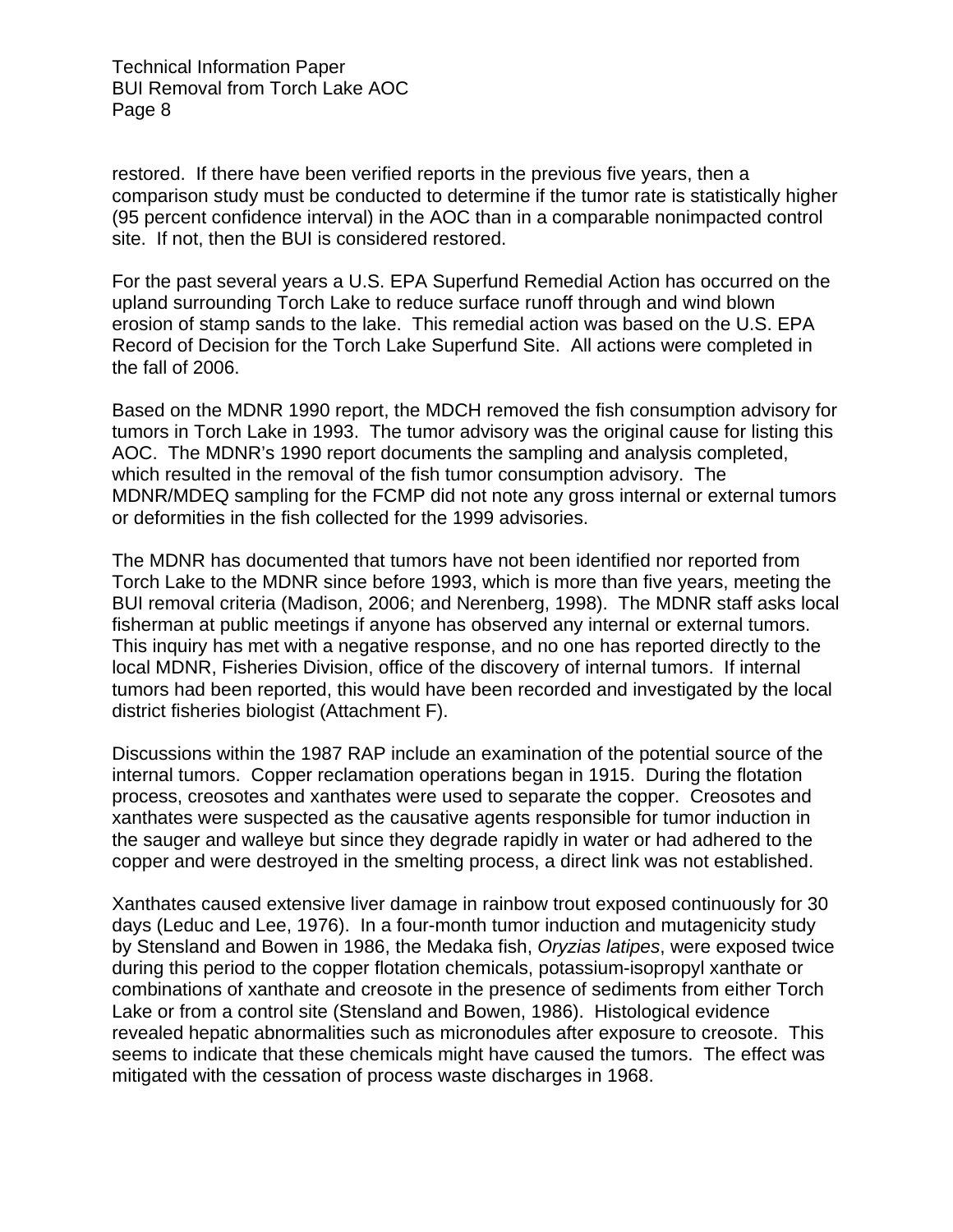restored.  If there have been verified reports in the previous five years, then a comparison study must be conducted to determine if the tumor rate is statistically higher (95 percent confidence interval) in the AOC than in a comparable nonimpacted control site.  If not, then the BUI is considered restored.

For the past several years a U.S. EPA Superfund Remedial Action has occurred on the upland surrounding Torch Lake to reduce surface runoff through and wind blown erosion of stamp sands to the lake.  This remedial action was based on the U.S. EPA Record of Decision for the Torch Lake Superfund Site.  All actions were completed in the fall of 2006.

Based on the MDNR 1990 report, the MDCH removed the fish consumption advisory for tumors in Torch Lake in 1993.  The tumor advisory was the original cause for listing this AOC.  The MDNR's 1990 report documents the sampling and analysis completed, which resulted in the removal of the fish tumor consumption advisory.  The MDNR/MDEQ sampling for the FCMP did not note any gross internal or external tumors or deformities in the fish collected for the 1999 advisories.

The MDNR has documented that tumors have not been identified nor reported from Torch Lake to the MDNR since before 1993, which is more than five years, meeting the BUI removal criteria (Madison, 2006; and Nerenberg, 1998).  The MDNR staff asks local fisherman at public meetings if anyone has observed any internal or external tumors.  This inquiry has met with a negative response, and no one has reported directly to the local MDNR, Fisheries Division, office of the discovery of internal tumors.  If internal tumors had been reported, this would have been recorded and investigated by the local district fisheries biologist (Attachment F).

Discussions within the 1987 RAP include an examination of the potential source of the internal tumors.  Copper reclamation operations began in 1915.  During the flotation process, creosotes and xanthates were used to separate the copper.  Creosotes and xanthates were suspected as the causative agents responsible for tumor induction in the sauger and walleye but since they degrade rapidly in water or had adhered to the copper and were destroyed in the smelting process, a direct link was not established.

Xanthates caused extensive liver damage in rainbow trout exposed continuously for 30 days (Leduc and Lee, 1976).  In a four-month tumor induction and mutagenicity study by Stensland and Bowen in 1986, the Medaka fish, *Oryzias latipes*, were exposed twice during this period to the copper flotation chemicals, potassium-isopropyl xanthate or combinations of xanthate and creosote in the presence of sediments from either Torch Lake or from a control site (Stensland and Bowen, 1986).  Histological evidence revealed hepatic abnormalities such as micronodules after exposure to creosote.  This seems to indicate that these chemicals might have caused the tumors.  The effect was mitigated with the cessation of process waste discharges in 1968.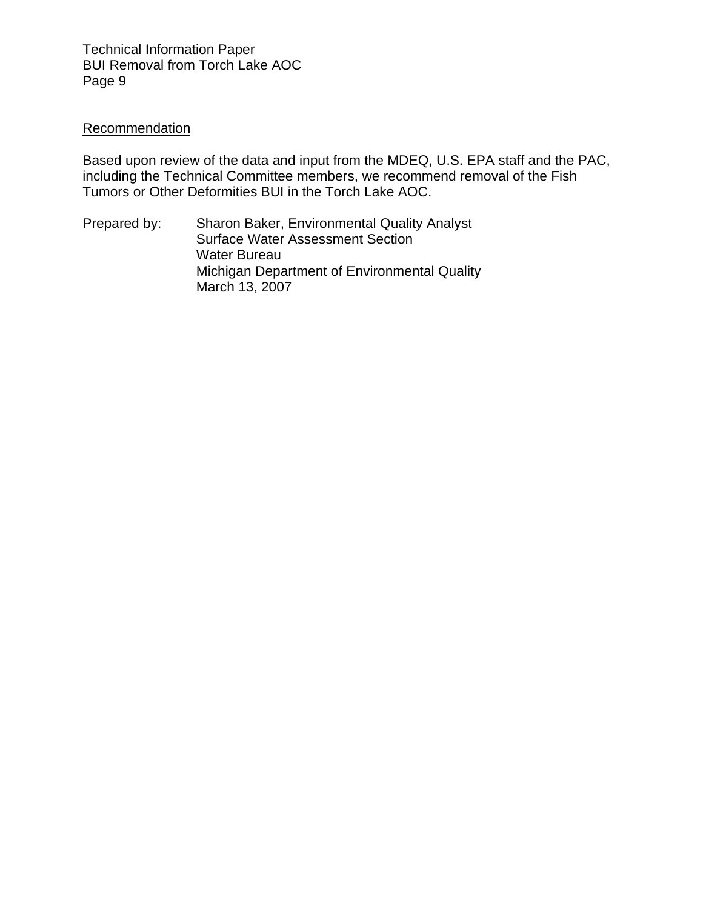Recommendation

Based upon review of the data and input from the MDEQ, U.S. EPA staff and the PAC, including the Technical Committee members, we recommend removal of the Fish Tumors or Other Deformities BUI in the Torch Lake AOC.

Prepared by: Sharon Baker, Environmental Quality Analyst
Surface Water Assessment Section
Water Bureau
Michigan Department of Environmental Quality
March 13, 2007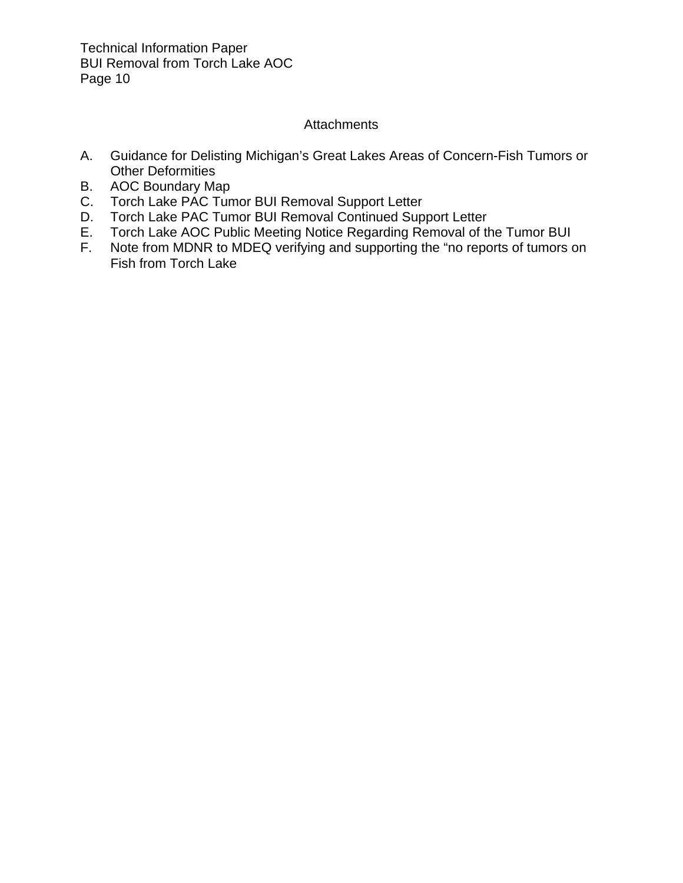## Attachments

A. Guidance for Delisting Michigan's Great Lakes Areas of Concern-Fish Tumors or Other Deformities
B. AOC Boundary Map
C. Torch Lake PAC Tumor BUI Removal Support Letter
D. Torch Lake PAC Tumor BUI Removal Continued Support Letter
E. Torch Lake AOC Public Meeting Notice Regarding Removal of the Tumor BUI
F. Note from MDNR to MDEQ verifying and supporting the "no reports of tumors on Fish from Torch Lake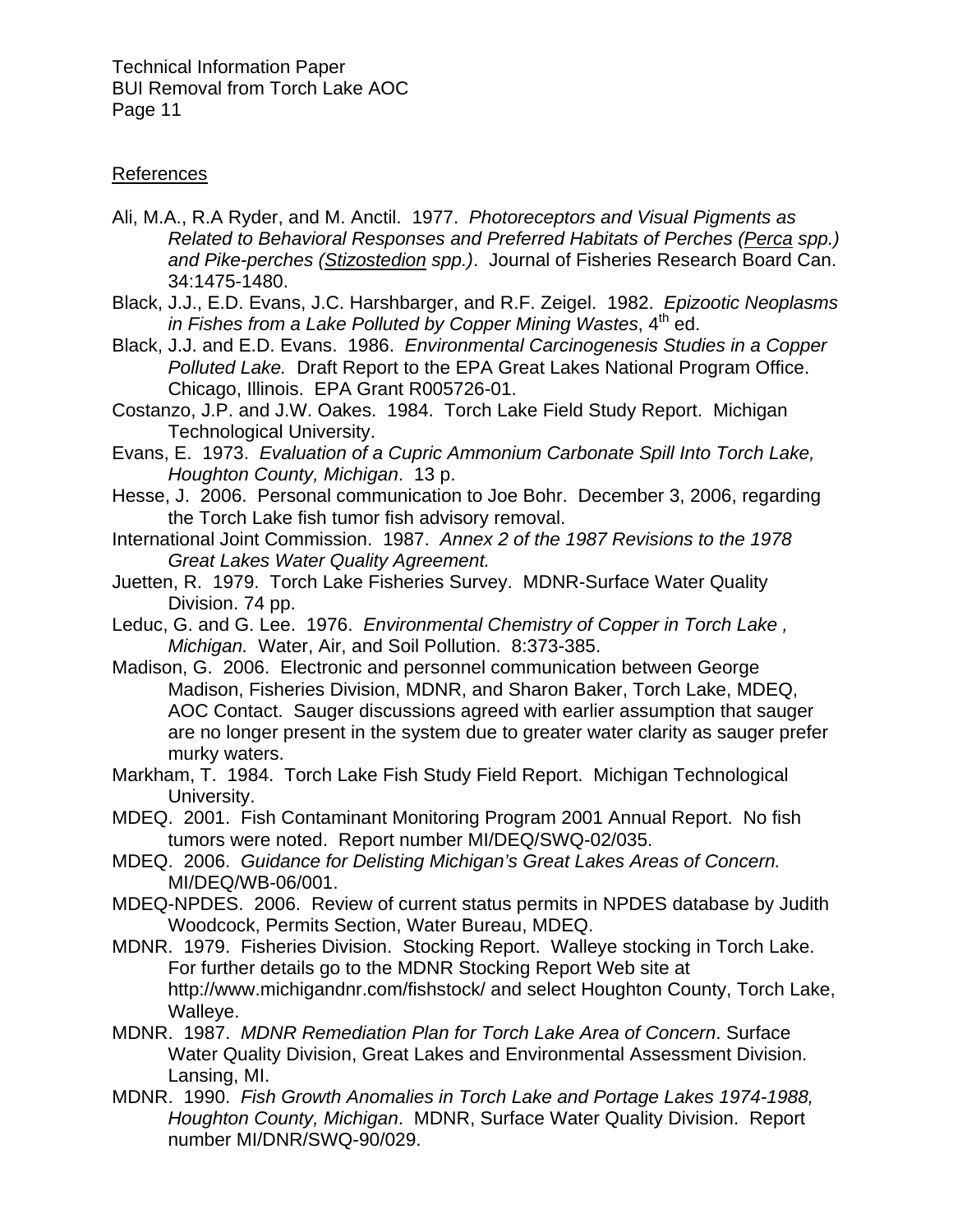References

Ali, M.A., R.A Ryder, and M. Anctil. 1977. *Photoreceptors and Visual Pigments as Related to Behavioral Responses and Preferred Habitats of Perches (Perca spp.) and Pike-perches (Stizostedion spp.)*. Journal of Fisheries Research Board Can. 34:1475-1480.

Black, J.J., E.D. Evans, J.C. Harshbarger, and R.F. Zeigel. 1982. *Epizootic Neoplasms in Fishes from a Lake Polluted by Copper Mining Wastes*, 4th ed.

Black, J.J. and E.D. Evans. 1986. *Environmental Carcinogenesis Studies in a Copper Polluted Lake.* Draft Report to the EPA Great Lakes National Program Office. Chicago, Illinois. EPA Grant R005726-01.

Costanzo, J.P. and J.W. Oakes. 1984. Torch Lake Field Study Report. Michigan Technological University.

Evans, E. 1973. *Evaluation of a Cupric Ammonium Carbonate Spill Into Torch Lake, Houghton County, Michigan*. 13 p.

Hesse, J. 2006. Personal communication to Joe Bohr. December 3, 2006, regarding the Torch Lake fish tumor fish advisory removal.

International Joint Commission. 1987. *Annex 2 of the 1987 Revisions to the 1978 Great Lakes Water Quality Agreement.*

Juetten, R. 1979. Torch Lake Fisheries Survey. MDNR-Surface Water Quality Division. 74 pp.

Leduc, G. and G. Lee. 1976. *Environmental Chemistry of Copper in Torch Lake , Michigan.* Water, Air, and Soil Pollution. 8:373-385.

Madison, G. 2006. Electronic and personnel communication between George Madison, Fisheries Division, MDNR, and Sharon Baker, Torch Lake, MDEQ, AOC Contact. Sauger discussions agreed with earlier assumption that sauger are no longer present in the system due to greater water clarity as sauger prefer murky waters.

Markham, T. 1984. Torch Lake Fish Study Field Report. Michigan Technological University.

MDEQ. 2001. Fish Contaminant Monitoring Program 2001 Annual Report. No fish tumors were noted. Report number MI/DEQ/SWQ-02/035.

MDEQ. 2006. *Guidance for Delisting Michigan's Great Lakes Areas of Concern.* MI/DEQ/WB-06/001.

MDEQ-NPDES. 2006. Review of current status permits in NPDES database by Judith Woodcock, Permits Section, Water Bureau, MDEQ.

MDNR. 1979. Fisheries Division. Stocking Report. Walleye stocking in Torch Lake. For further details go to the MDNR Stocking Report Web site at http://www.michigandnr.com/fishstock/ and select Houghton County, Torch Lake, Walleye.

MDNR. 1987. *MDNR Remediation Plan for Torch Lake Area of Concern*. Surface Water Quality Division, Great Lakes and Environmental Assessment Division. Lansing, MI.

MDNR. 1990. *Fish Growth Anomalies in Torch Lake and Portage Lakes 1974-1988, Houghton County, Michigan*. MDNR, Surface Water Quality Division. Report number MI/DNR/SWQ-90/029.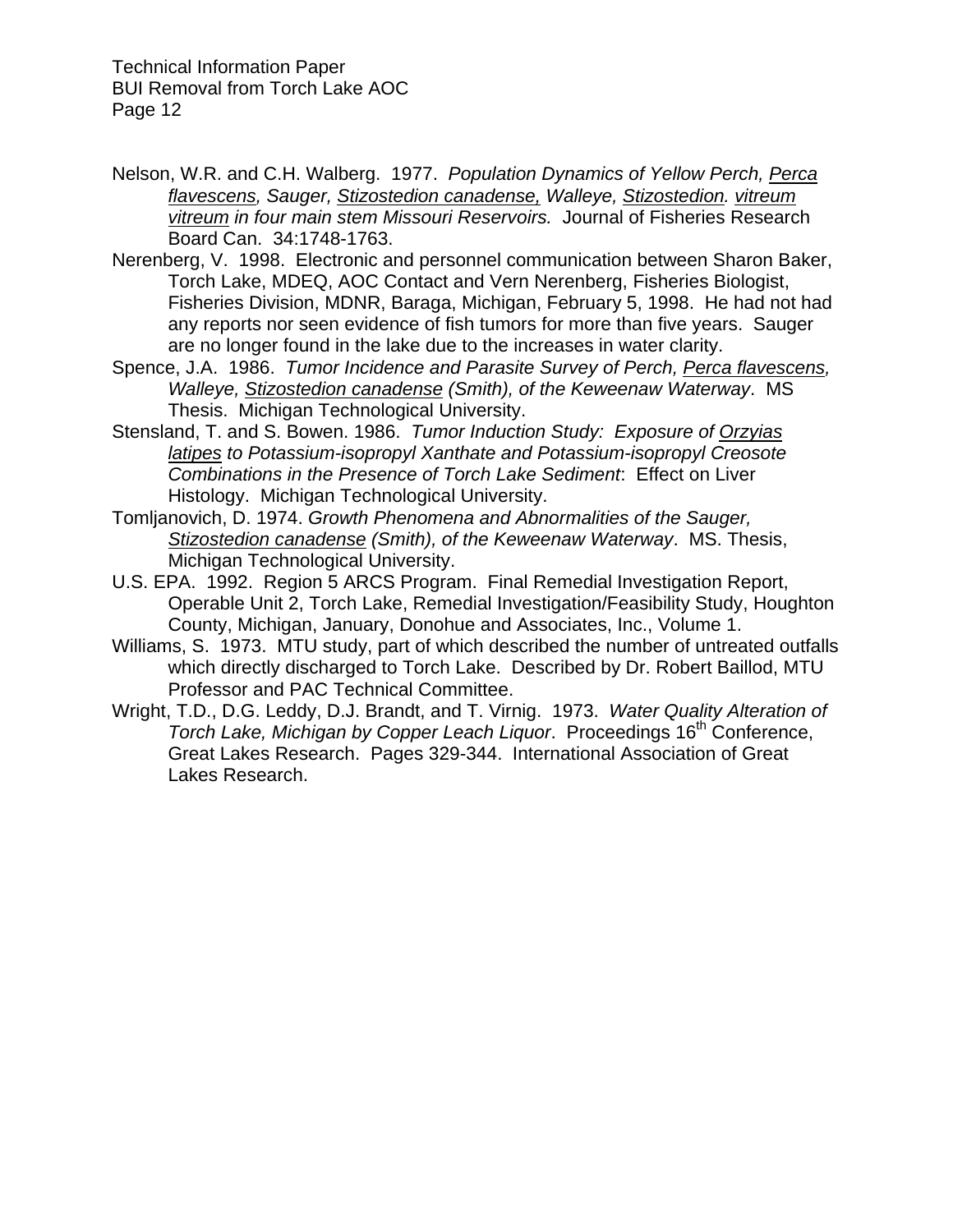Nelson, W.R. and C.H. Walberg. 1977. *Population Dynamics of Yellow Perch, Perca flavescens, Sauger, Stizostedion canadense, Walleye, Stizostedion. vitreum vitreum in four main stem Missouri Reservoirs.* Journal of Fisheries Research Board Can. 34:1748-1763.

Nerenberg, V. 1998. Electronic and personnel communication between Sharon Baker, Torch Lake, MDEQ, AOC Contact and Vern Nerenberg, Fisheries Biologist, Fisheries Division, MDNR, Baraga, Michigan, February 5, 1998. He had not had any reports nor seen evidence of fish tumors for more than five years. Sauger are no longer found in the lake due to the increases in water clarity.

Spence, J.A. 1986. *Tumor Incidence and Parasite Survey of Perch, Perca flavescens, Walleye, Stizostedion canadense (Smith), of the Keweenaw Waterway*. MS Thesis. Michigan Technological University.

Stensland, T. and S. Bowen. 1986. *Tumor Induction Study: Exposure of Orzyias latipes to Potassium-isopropyl Xanthate and Potassium-isopropyl Creosote Combinations in the Presence of Torch Lake Sediment*: Effect on Liver Histology. Michigan Technological University.

Tomljanovich, D. 1974. *Growth Phenomena and Abnormalities of the Sauger, Stizostedion canadense (Smith), of the Keweenaw Waterway*. MS. Thesis, Michigan Technological University.

U.S. EPA. 1992. Region 5 ARCS Program. Final Remedial Investigation Report, Operable Unit 2, Torch Lake, Remedial Investigation/Feasibility Study, Houghton County, Michigan, January, Donohue and Associates, Inc., Volume 1.

Williams, S. 1973. MTU study, part of which described the number of untreated outfalls which directly discharged to Torch Lake. Described by Dr. Robert Baillod, MTU Professor and PAC Technical Committee.

Wright, T.D., D.G. Leddy, D.J. Brandt, and T. Virnig. 1973. *Water Quality Alteration of Torch Lake, Michigan by Copper Leach Liquor*. Proceedings 16th Conference, Great Lakes Research. Pages 329-344. International Association of Great Lakes Research.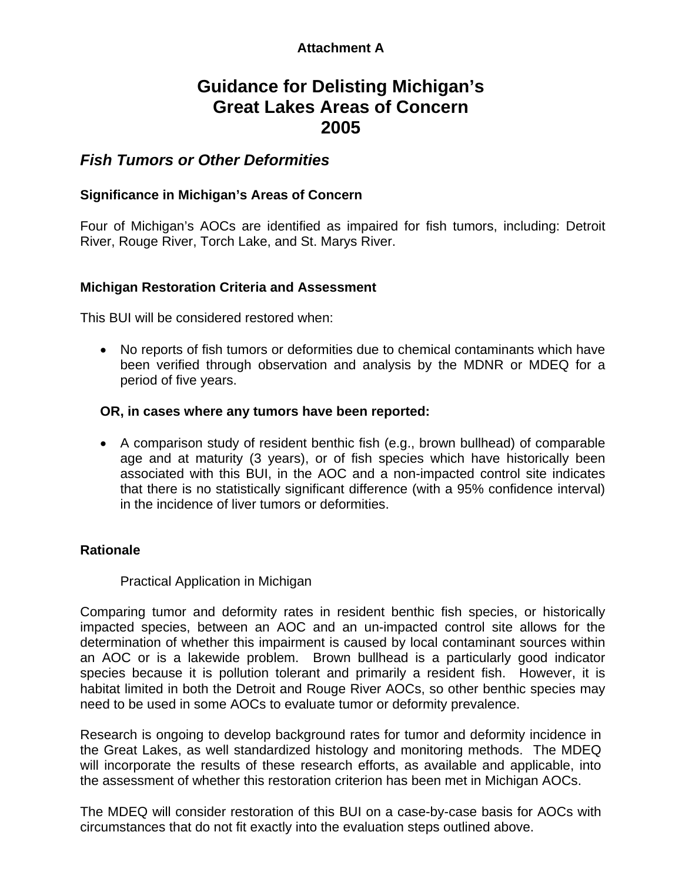**Attachment A**

# Guidance for Delisting Michigan's Great Lakes Areas of Concern 2005

## *Fish Tumors or Other Deformities*

### Significance in Michigan's Areas of Concern

Four of Michigan's AOCs are identified as impaired for fish tumors, including: Detroit River, Rouge River, Torch Lake, and St. Marys River.

### Michigan Restoration Criteria and Assessment

This BUI will be considered restored when:

- No reports of fish tumors or deformities due to chemical contaminants which have been verified through observation and analysis by the MDNR or MDEQ for a period of five years.

**OR, in cases where any tumors have been reported:**

- A comparison study of resident benthic fish (e.g., brown bullhead) of comparable age and at maturity (3 years), or of fish species which have historically been associated with this BUI, in the AOC and a non-impacted control site indicates that there is no statistically significant difference (with a 95% confidence interval) in the incidence of liver tumors or deformities.

### Rationale

Practical Application in Michigan

Comparing tumor and deformity rates in resident benthic fish species, or historically impacted species, between an AOC and an un-impacted control site allows for the determination of whether this impairment is caused by local contaminant sources within an AOC or is a lakewide problem. Brown bullhead is a particularly good indicator species because it is pollution tolerant and primarily a resident fish. However, it is habitat limited in both the Detroit and Rouge River AOCs, so other benthic species may need to be used in some AOCs to evaluate tumor or deformity prevalence.

Research is ongoing to develop background rates for tumor and deformity incidence in the Great Lakes, as well standardized histology and monitoring methods. The MDEQ will incorporate the results of these research efforts, as available and applicable, into the assessment of whether this restoration criterion has been met in Michigan AOCs.

The MDEQ will consider restoration of this BUI on a case-by-case basis for AOCs with circumstances that do not fit exactly into the evaluation steps outlined above.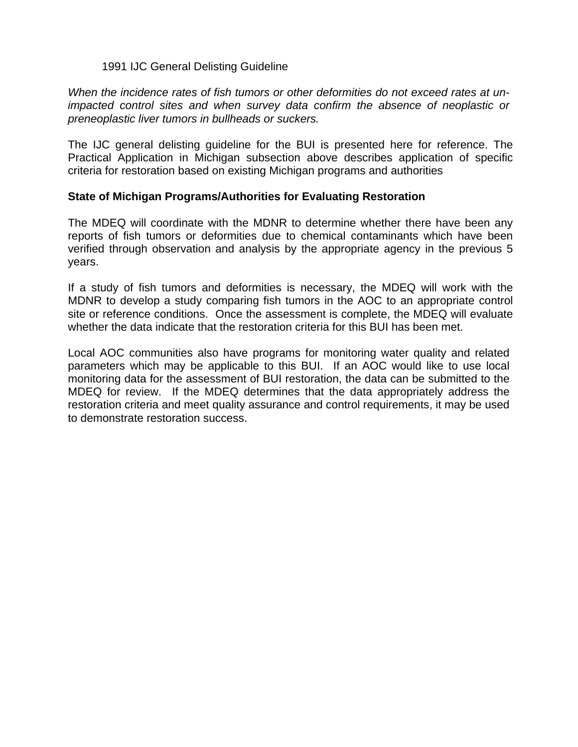1991 IJC General Delisting Guideline

*When the incidence rates of fish tumors or other deformities do not exceed rates at un-impacted control sites and when survey data confirm the absence of neoplastic or preneoplastic liver tumors in bullheads or suckers.*

The IJC general delisting guideline for the BUI is presented here for reference. The Practical Application in Michigan subsection above describes application of specific criteria for restoration based on existing Michigan programs and authorities

**State of Michigan Programs/Authorities for Evaluating Restoration**

The MDEQ will coordinate with the MDNR to determine whether there have been any reports of fish tumors or deformities due to chemical contaminants which have been verified through observation and analysis by the appropriate agency in the previous 5 years.

If a study of fish tumors and deformities is necessary, the MDEQ will work with the MDNR to develop a study comparing fish tumors in the AOC to an appropriate control site or reference conditions. Once the assessment is complete, the MDEQ will evaluate whether the data indicate that the restoration criteria for this BUI has been met.

Local AOC communities also have programs for monitoring water quality and related parameters which may be applicable to this BUI. If an AOC would like to use local monitoring data for the assessment of BUI restoration, the data can be submitted to the MDEQ for review. If the MDEQ determines that the data appropriately address the restoration criteria and meet quality assurance and control requirements, it may be used to demonstrate restoration success.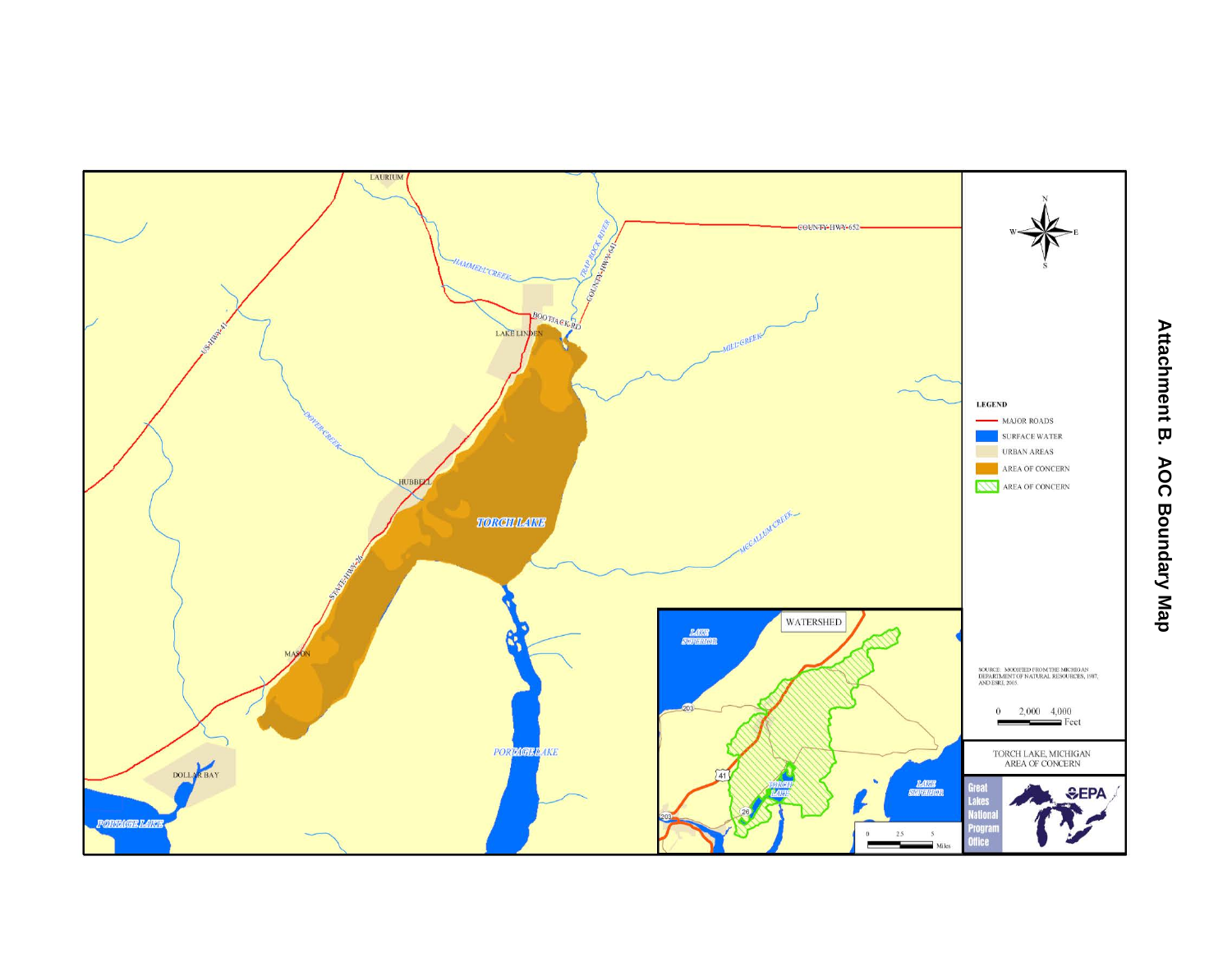# Attachment B. AOC Boundary Map

LAURIUM

COUNTY-HWY-652

HAMMELL CREEK

TRAP ROCK RIVER

COUNTY-HWY-(41)

US-HWY-41

BOOTJACK-RD

LAKE LINDEN

MILL CREEK

DOVER CREEK

HUBBELL

TORCH LAKE

MCCALLUM CREEK

STATE-HWY-26

MASON

PORTAGE LAKE

DOLLAR BAY

PORTAGE LAKE

WATERSHED

LAKE SUPERIOR

LAKE SUPERIOR

TORCH LAKE

0 2.5 5 Miles

N

W E

S

LEGEND

- MAJOR ROADS
- SURFACE WATER
- URBAN AREAS
- AREA OF CONCERN
- AREA OF CONCERN

SOURCE: MODIFIED FROM THE MICHIGAN DEPARTMENT OF NATURAL RESOURCES, 1987, AND ESRI, 2003.

0 2,000 4,000 Feet

TORCH LAKE, MICHIGAN AREA OF CONCERN

Great Lakes National Program Office

EPA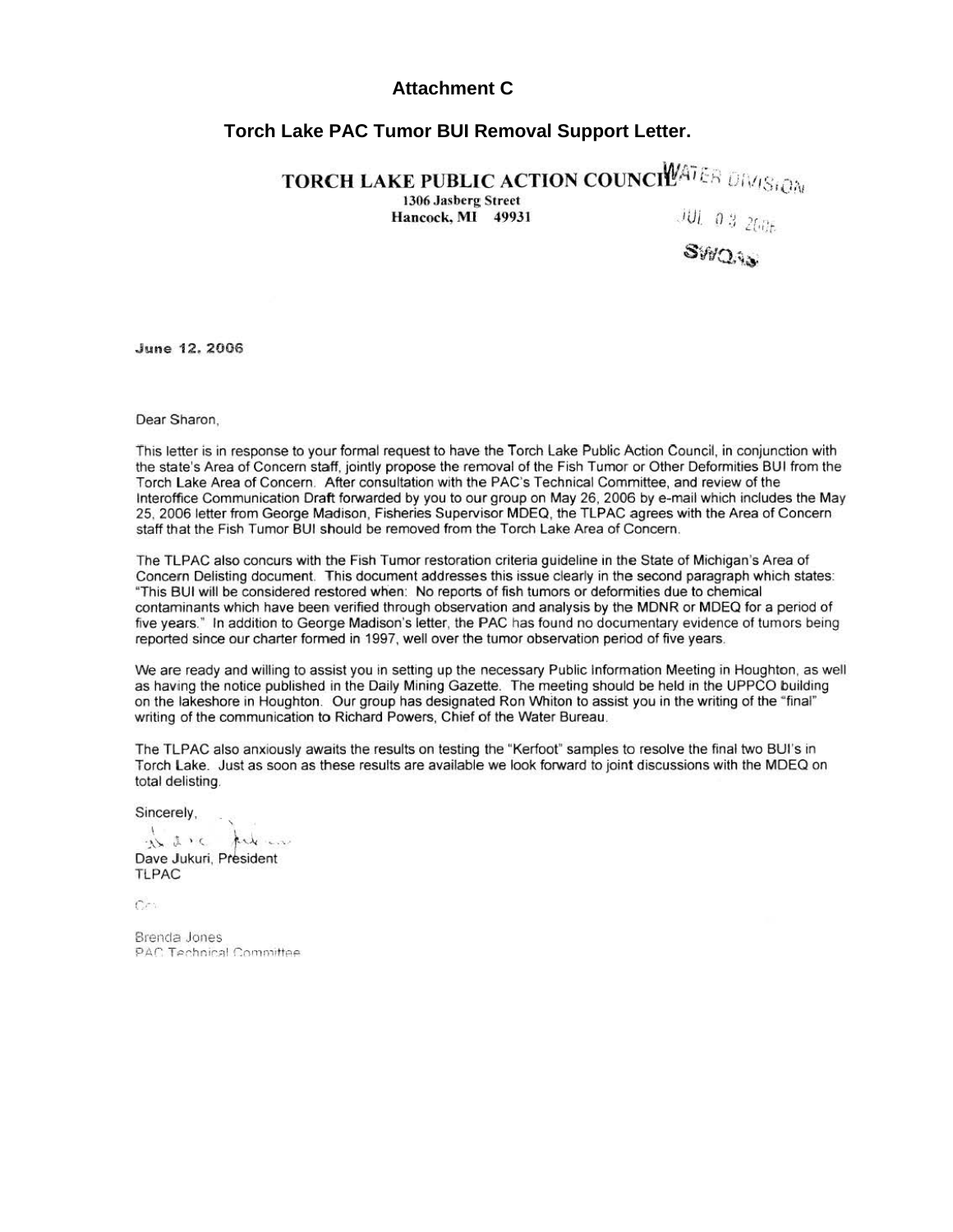**Attachment C**

**Torch Lake PAC Tumor BUI Removal Support Letter.**

**TORCH LAKE PUBLIC ACTION COUNCIL**
**1306 Jasberg Street**
**Hancock, MI 49931**

WATER DIVISION
JUL 03 2006
SWQAS

June 12, 2006

Dear Sharon,

This letter is in response to your formal request to have the Torch Lake Public Action Council, in conjunction with the state's Area of Concern staff, jointly propose the removal of the Fish Tumor or Other Deformities BUI from the Torch Lake Area of Concern. After consultation with the PAC's Technical Committee, and review of the Interoffice Communication Draft forwarded by you to our group on May 26, 2006 by e-mail which includes the May 25, 2006 letter from George Madison, Fisheries Supervisor MDEQ, the TLPAC agrees with the Area of Concern staff that the Fish Tumor BUI should be removed from the Torch Lake Area of Concern.

The TLPAC also concurs with the Fish Tumor restoration criteria guideline in the State of Michigan's Area of Concern Delisting document. This document addresses this issue clearly in the second paragraph which states: "This BUI will be considered restored when: No reports of fish tumors or deformities due to chemical contaminants which have been verified through observation and analysis by the MDNR or MDEQ for a period of five years." In addition to George Madison's letter, the PAC has found no documentary evidence of tumors being reported since our charter formed in 1997, well over the tumor observation period of five years.

We are ready and willing to assist you in setting up the necessary Public Information Meeting in Houghton, as well as having the notice published in the Daily Mining Gazette. The meeting should be held in the UPPCO building on the lakeshore in Houghton. Our group has designated Ron Whiton to assist you in the writing of the "final" writing of the communication to Richard Powers, Chief of the Water Bureau.

The TLPAC also anxiously awaits the results on testing the "Kerfoot" samples to resolve the final two BUI's in Torch Lake. Just as soon as these results are available we look forward to joint discussions with the MDEQ on total delisting.

Sincerely,

Dave Jukuri, President
TLPAC

Cc:

Brenda Jones
PAC Technical Committee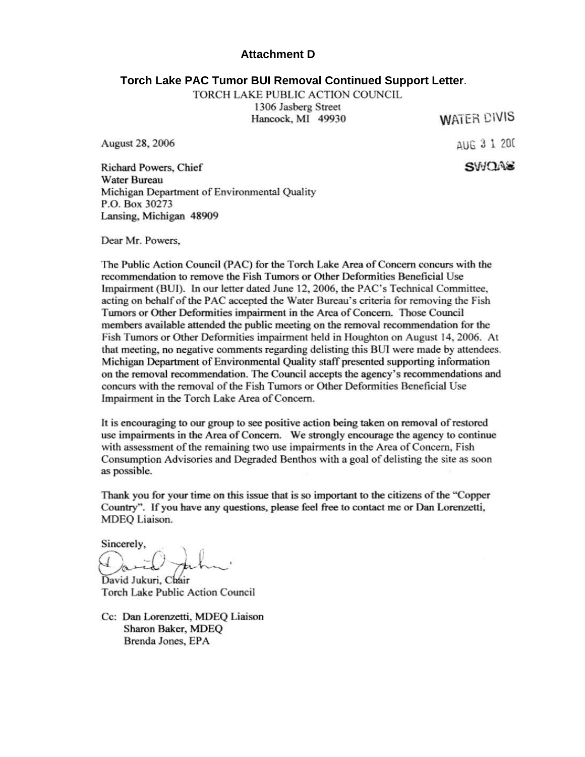**Attachment D**

**Torch Lake PAC Tumor BUI Removal Continued Support Letter**.

TORCH LAKE PUBLIC ACTION COUNCIL
1306 Jasberg Street
Hancock, MI 49930

WATER DIVIS
AUG 3 1 20(
SWQAS

August 28, 2006

Richard Powers, Chief
Water Bureau
Michigan Department of Environmental Quality
P.O. Box 30273
Lansing, Michigan 48909

Dear Mr. Powers,

The Public Action Council (PAC) for the Torch Lake Area of Concern concurs with the recommendation to remove the Fish Tumors or Other Deformities Beneficial Use Impairment (BUI). In our letter dated June 12, 2006, the PAC's Technical Committee, acting on behalf of the PAC accepted the Water Bureau's criteria for removing the Fish Tumors or Other Deformities impairment in the Area of Concern. Those Council members available attended the public meeting on the removal recommendation for the Fish Tumors or Other Deformities impairment held in Houghton on August 14, 2006. At that meeting, no negative comments regarding delisting this BUI were made by attendees. Michigan Department of Environmental Quality staff presented supporting information on the removal recommendation. The Council accepts the agency's recommendations and concurs with the removal of the Fish Tumors or Other Deformities Beneficial Use Impairment in the Torch Lake Area of Concern.

It is encouraging to our group to see positive action being taken on removal of restored use impairments in the Area of Concern. We strongly encourage the agency to continue with assessment of the remaining two use impairments in the Area of Concern, Fish Consumption Advisories and Degraded Benthos with a goal of delisting the site as soon as possible.

Thank you for your time on this issue that is so important to the citizens of the "Copper Country". If you have any questions, please feel free to contact me or Dan Lorenzetti, MDEQ Liaison.

Sincerely,

David Jukuri, Chair
Torch Lake Public Action Council

Cc: Dan Lorenzetti, MDEQ Liaison
Sharon Baker, MDEQ
Brenda Jones, EPA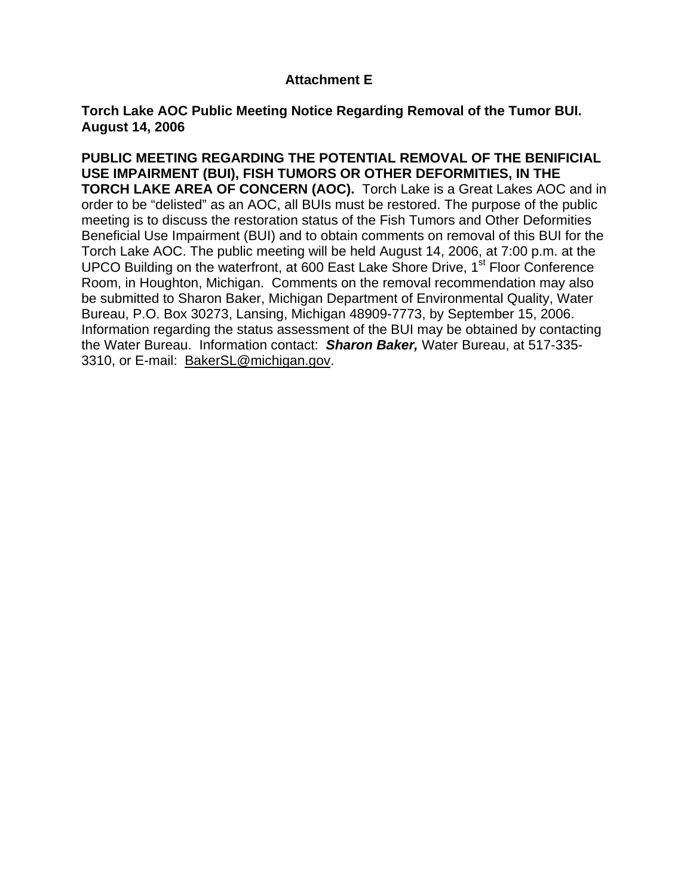**Attachment E**

**Torch Lake AOC Public Meeting Notice Regarding Removal of the Tumor BUI. August 14, 2006**

**PUBLIC MEETING REGARDING THE POTENTIAL REMOVAL OF THE BENIFICIAL USE IMPAIRMENT (BUI), FISH TUMORS OR OTHER DEFORMITIES, IN THE TORCH LAKE AREA OF CONCERN (AOC).** Torch Lake is a Great Lakes AOC and in order to be "delisted" as an AOC, all BUIs must be restored. The purpose of the public meeting is to discuss the restoration status of the Fish Tumors and Other Deformities Beneficial Use Impairment (BUI) and to obtain comments on removal of this BUI for the Torch Lake AOC. The public meeting will be held August 14, 2006, at 7:00 p.m. at the UPCO Building on the waterfront, at 600 East Lake Shore Drive, 1st Floor Conference Room, in Houghton, Michigan. Comments on the removal recommendation may also be submitted to Sharon Baker, Michigan Department of Environmental Quality, Water Bureau, P.O. Box 30273, Lansing, Michigan 48909-7773, by September 15, 2006. Information regarding the status assessment of the BUI may be obtained by contacting the Water Bureau. Information contact: ***Sharon Baker,*** Water Bureau, at 517-335-3310, or E-mail: BakerSL@michigan.gov.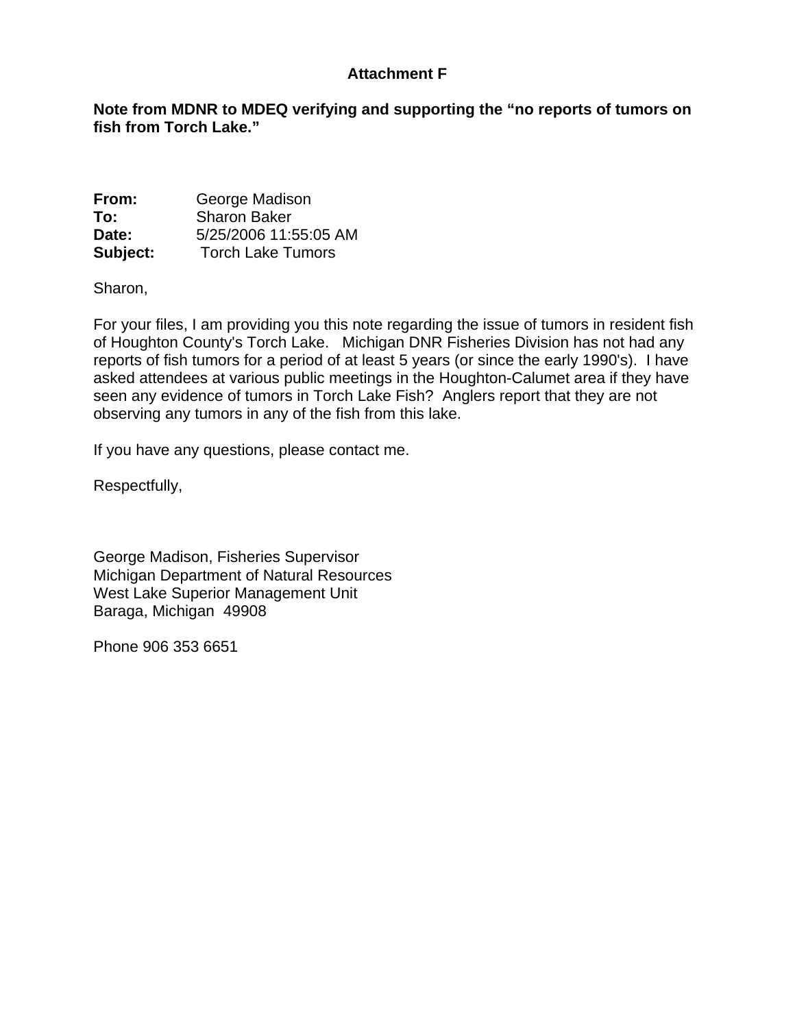**Attachment F**

**Note from MDNR to MDEQ verifying and supporting the "no reports of tumors on fish from Torch Lake."**

**From:** George Madison
**To:** Sharon Baker
**Date:** 5/25/2006 11:55:05 AM
**Subject:** Torch Lake Tumors

Sharon,

For your files, I am providing you this note regarding the issue of tumors in resident fish of Houghton County's Torch Lake. Michigan DNR Fisheries Division has not had any reports of fish tumors for a period of at least 5 years (or since the early 1990's). I have asked attendees at various public meetings in the Houghton-Calumet area if they have seen any evidence of tumors in Torch Lake Fish? Anglers report that they are not observing any tumors in any of the fish from this lake.

If you have any questions, please contact me.

Respectfully,

George Madison, Fisheries Supervisor
Michigan Department of Natural Resources
West Lake Superior Management Unit
Baraga, Michigan 49908

Phone 906 353 6651